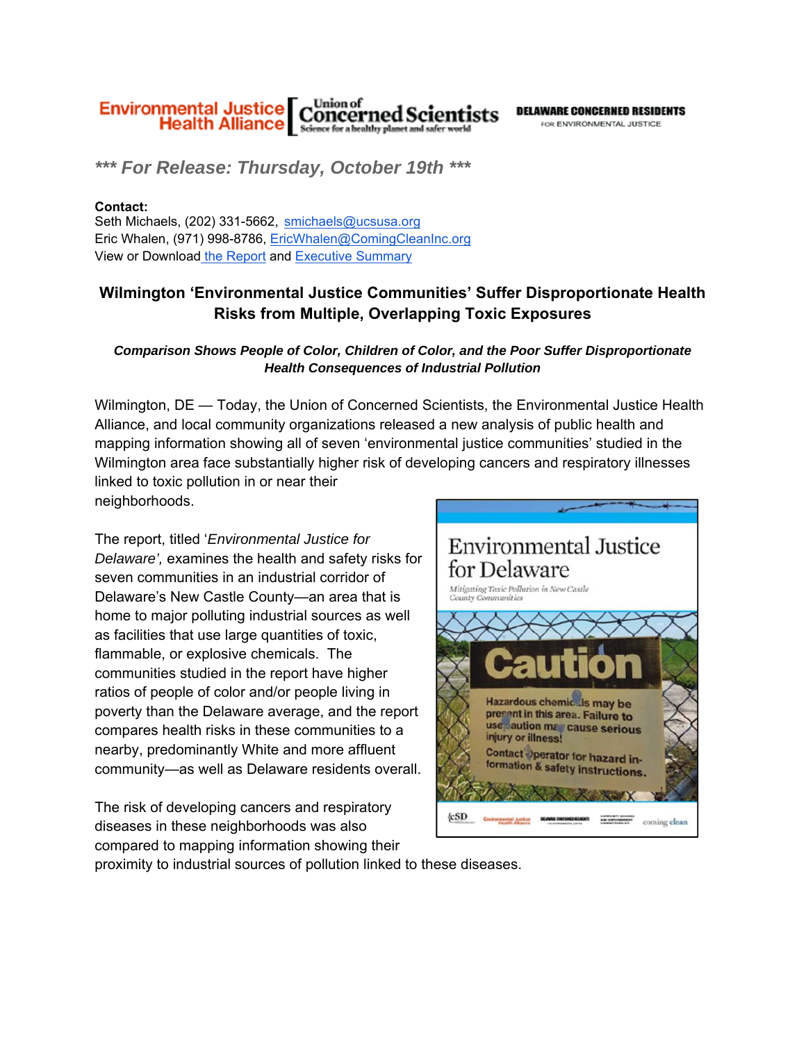Environmental Justice Health Alliance | Union of Concerned Scientists — Science for a healthy planet and safer world | DELAWARE CONCERNED RESIDENTS FOR ENVIRONMENTAL JUSTICE

***\*\*\* For Release: Thursday, October 19th \*\*\****

**Contact:**
Seth Michaels, (202) 331-5662, smichaels@ucsusa.org
Eric Whalen, (971) 998-8786, EricWhalen@ComingCleanInc.org
View or Download the Report and Executive Summary

## Wilmington 'Environmental Justice Communities' Suffer Disproportionate Health Risks from Multiple, Overlapping Toxic Exposures

***Comparison Shows People of Color, Children of Color, and the Poor Suffer Disproportionate Health Consequences of Industrial Pollution***

Wilmington, DE — Today, the Union of Concerned Scientists, the Environmental Justice Health Alliance, and local community organizations released a new analysis of public health and mapping information showing all of seven 'environmental justice communities' studied in the Wilmington area face substantially higher risk of developing cancers and respiratory illnesses linked to toxic pollution in or near their neighborhoods.

The report, titled '*Environmental Justice for Delaware*', examines the health and safety risks for seven communities in an industrial corridor of Delaware's New Castle County—an area that is home to major polluting industrial sources as well as facilities that use large quantities of toxic, flammable, or explosive chemicals. The communities studied in the report have higher ratios of people of color and/or people living in poverty than the Delaware average, and the report compares health risks in these communities to a nearby, predominantly White and more affluent community—as well as Delaware residents overall.

The risk of developing cancers and respiratory diseases in these neighborhoods was also compared to mapping information showing their proximity to industrial sources of pollution linked to these diseases.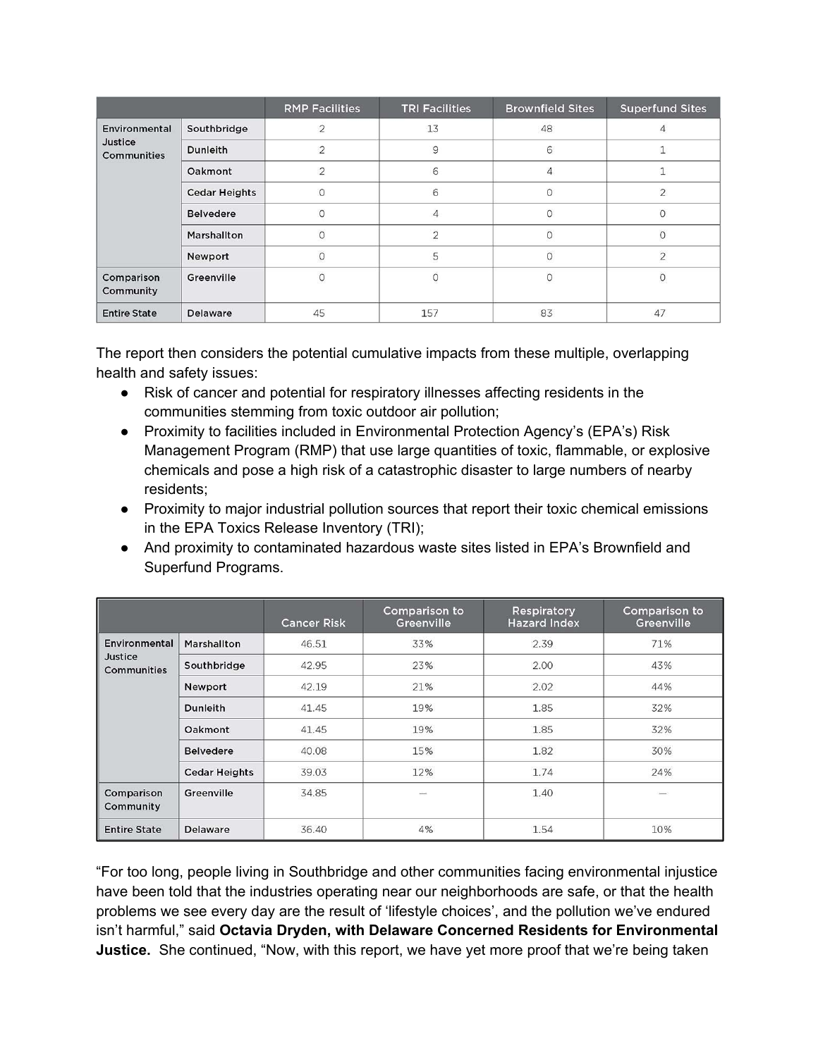| | | RMP Facilities | TRI Facilities | Brownfield Sites | Superfund Sites |
|---|---|---|---|---|---|
| Environmental Justice Communities | Southbridge | 2 | 13 | 48 | 4 |
| | Dunleith | 2 | 9 | 6 | 1 |
| | Oakmont | 2 | 6 | 4 | 1 |
| | Cedar Heights | 0 | 6 | 0 | 2 |
| | Belvedere | 0 | 4 | 0 | 0 |
| | Marshallton | 0 | 2 | 0 | 0 |
| | Newport | 0 | 5 | 0 | 2 |
| Comparison Community | Greenville | 0 | 0 | 0 | 0 |
| Entire State | Delaware | 45 | 157 | 83 | 47 |

The report then considers the potential cumulative impacts from these multiple, overlapping health and safety issues:

- Risk of cancer and potential for respiratory illnesses affecting residents in the communities stemming from toxic outdoor air pollution;
- Proximity to facilities included in Environmental Protection Agency's (EPA's) Risk Management Program (RMP) that use large quantities of toxic, flammable, or explosive chemicals and pose a high risk of a catastrophic disaster to large numbers of nearby residents;
- Proximity to major industrial pollution sources that report their toxic chemical emissions in the EPA Toxics Release Inventory (TRI);
- And proximity to contaminated hazardous waste sites listed in EPA's Brownfield and Superfund Programs.

| | | Cancer Risk | Comparison to Greenville | Respiratory Hazard Index | Comparison to Greenville |
|---|---|---|---|---|---|
| Environmental Justice Communities | Marshallton | 46.51 | 33% | 2.39 | 71% |
| | Southbridge | 42.95 | 23% | 2.00 | 43% |
| | Newport | 42.19 | 21% | 2.02 | 44% |
| | Dunleith | 41.45 | 19% | 1.85 | 32% |
| | Oakmont | 41.45 | 19% | 1.85 | 32% |
| | Belvedere | 40.08 | 15% | 1.82 | 30% |
| | Cedar Heights | 39.03 | 12% | 1.74 | 24% |
| Comparison Community | Greenville | 34.85 | — | 1.40 | — |
| Entire State | Delaware | 36.40 | 4% | 1.54 | 10% |

"For too long, people living in Southbridge and other communities facing environmental injustice have been told that the industries operating near our neighborhoods are safe, or that the health problems we see every day are the result of 'lifestyle choices', and the pollution we've endured isn't harmful," said **Octavia Dryden, with Delaware Concerned Residents for Environmental Justice.** She continued, "Now, with this report, we have yet more proof that we're being taken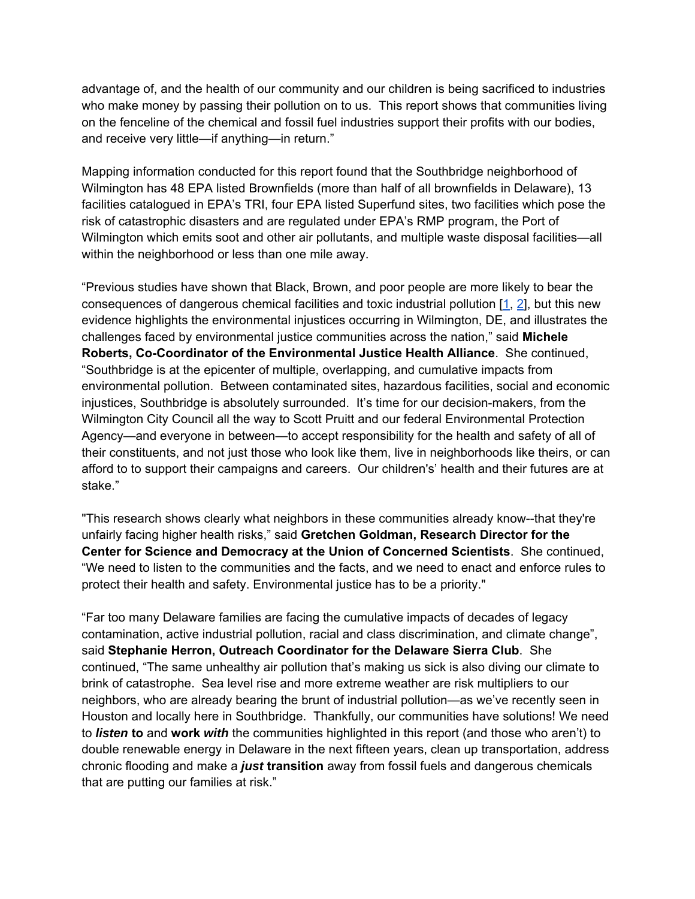advantage of, and the health of our community and our children is being sacrificed to industries who make money by passing their pollution on to us. This report shows that communities living on the fenceline of the chemical and fossil fuel industries support their profits with our bodies, and receive very little—if anything—in return."

Mapping information conducted for this report found that the Southbridge neighborhood of Wilmington has 48 EPA listed Brownfields (more than half of all brownfields in Delaware), 13 facilities catalogued in EPA's TRI, four EPA listed Superfund sites, two facilities which pose the risk of catastrophic disasters and are regulated under EPA's RMP program, the Port of Wilmington which emits soot and other air pollutants, and multiple waste disposal facilities—all within the neighborhood or less than one mile away.

"Previous studies have shown that Black, Brown, and poor people are more likely to bear the consequences of dangerous chemical facilities and toxic industrial pollution [1, 2], but this new evidence highlights the environmental injustices occurring in Wilmington, DE, and illustrates the challenges faced by environmental justice communities across the nation," said **Michele Roberts, Co-Coordinator of the Environmental Justice Health Alliance**. She continued, "Southbridge is at the epicenter of multiple, overlapping, and cumulative impacts from environmental pollution. Between contaminated sites, hazardous facilities, social and economic injustices, Southbridge is absolutely surrounded. It's time for our decision-makers, from the Wilmington City Council all the way to Scott Pruitt and our federal Environmental Protection Agency—and everyone in between—to accept responsibility for the health and safety of all of their constituents, and not just those who look like them, live in neighborhoods like theirs, or can afford to to support their campaigns and careers. Our children's' health and their futures are at stake."

"This research shows clearly what neighbors in these communities already know--that they're unfairly facing higher health risks," said **Gretchen Goldman, Research Director for the Center for Science and Democracy at the Union of Concerned Scientists**. She continued, "We need to listen to the communities and the facts, and we need to enact and enforce rules to protect their health and safety. Environmental justice has to be a priority."

"Far too many Delaware families are facing the cumulative impacts of decades of legacy contamination, active industrial pollution, racial and class discrimination, and climate change", said **Stephanie Herron, Outreach Coordinator for the Delaware Sierra Club**. She continued, "The same unhealthy air pollution that's making us sick is also diving our climate to brink of catastrophe. Sea level rise and more extreme weather are risk multipliers to our neighbors, who are already bearing the brunt of industrial pollution—as we've recently seen in Houston and locally here in Southbridge. Thankfully, our communities have solutions! We need to ***listen*** **to** and **work *with*** the communities highlighted in this report (and those who aren't) to double renewable energy in Delaware in the next fifteen years, clean up transportation, address chronic flooding and make a ***just*** **transition** away from fossil fuels and dangerous chemicals that are putting our families at risk."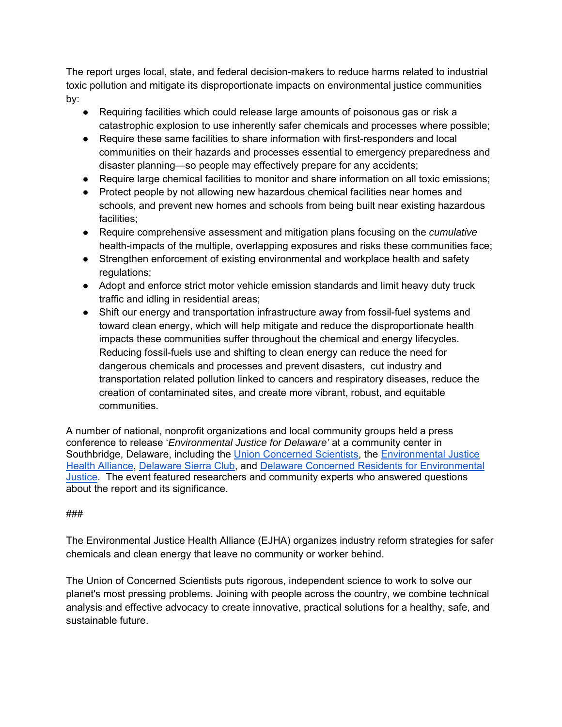The report urges local, state, and federal decision-makers to reduce harms related to industrial toxic pollution and mitigate its disproportionate impacts on environmental justice communities by:

- Requiring facilities which could release large amounts of poisonous gas or risk a catastrophic explosion to use inherently safer chemicals and processes where possible;
- Require these same facilities to share information with first-responders and local communities on their hazards and processes essential to emergency preparedness and disaster planning—so people may effectively prepare for any accidents;
- Require large chemical facilities to monitor and share information on all toxic emissions;
- Protect people by not allowing new hazardous chemical facilities near homes and schools, and prevent new homes and schools from being built near existing hazardous facilities;
- Require comprehensive assessment and mitigation plans focusing on the *cumulative* health-impacts of the multiple, overlapping exposures and risks these communities face;
- Strengthen enforcement of existing environmental and workplace health and safety regulations;
- Adopt and enforce strict motor vehicle emission standards and limit heavy duty truck traffic and idling in residential areas;
- Shift our energy and transportation infrastructure away from fossil-fuel systems and toward clean energy, which will help mitigate and reduce the disproportionate health impacts these communities suffer throughout the chemical and energy lifecycles. Reducing fossil-fuels use and shifting to clean energy can reduce the need for dangerous chemicals and processes and prevent disasters, cut industry and transportation related pollution linked to cancers and respiratory diseases, reduce the creation of contaminated sites, and create more vibrant, robust, and equitable communities.

A number of national, nonprofit organizations and local community groups held a press conference to release '*Environmental Justice for Delaware'* at a community center in Southbridge, Delaware, including the Union Concerned Scientists, the Environmental Justice Health Alliance, Delaware Sierra Club, and Delaware Concerned Residents for Environmental Justice. The event featured researchers and community experts who answered questions about the report and its significance.

###

The Environmental Justice Health Alliance (EJHA) organizes industry reform strategies for safer chemicals and clean energy that leave no community or worker behind.

The Union of Concerned Scientists puts rigorous, independent science to work to solve our planet's most pressing problems. Joining with people across the country, we combine technical analysis and effective advocacy to create innovative, practical solutions for a healthy, safe, and sustainable future.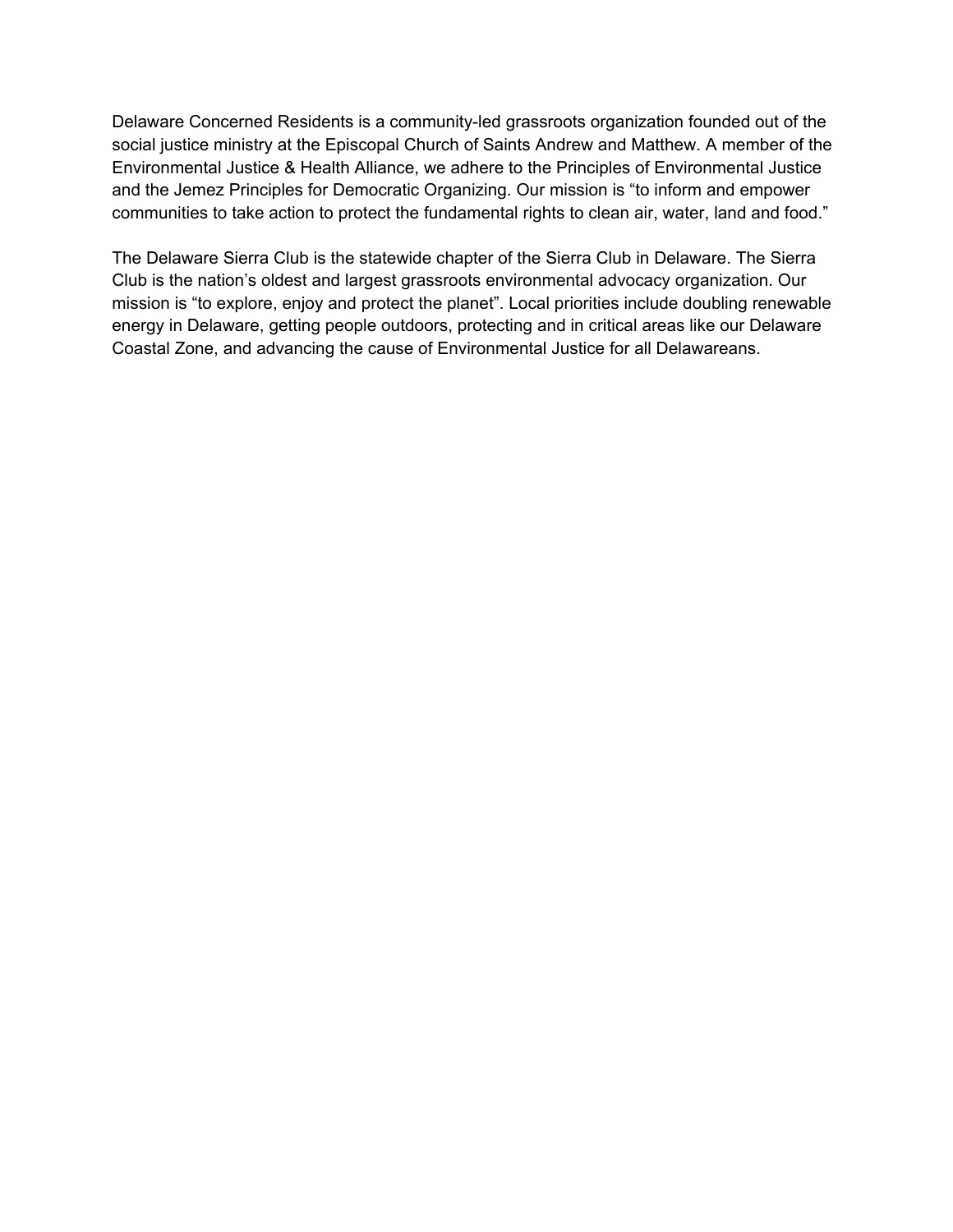Delaware Concerned Residents is a community-led grassroots organization founded out of the social justice ministry at the Episcopal Church of Saints Andrew and Matthew. A member of the Environmental Justice & Health Alliance, we adhere to the Principles of Environmental Justice and the Jemez Principles for Democratic Organizing. Our mission is "to inform and empower communities to take action to protect the fundamental rights to clean air, water, land and food."

The Delaware Sierra Club is the statewide chapter of the Sierra Club in Delaware. The Sierra Club is the nation's oldest and largest grassroots environmental advocacy organization. Our mission is "to explore, enjoy and protect the planet". Local priorities include doubling renewable energy in Delaware, getting people outdoors, protecting and in critical areas like our Delaware Coastal Zone, and advancing the cause of Environmental Justice for all Delawareans.